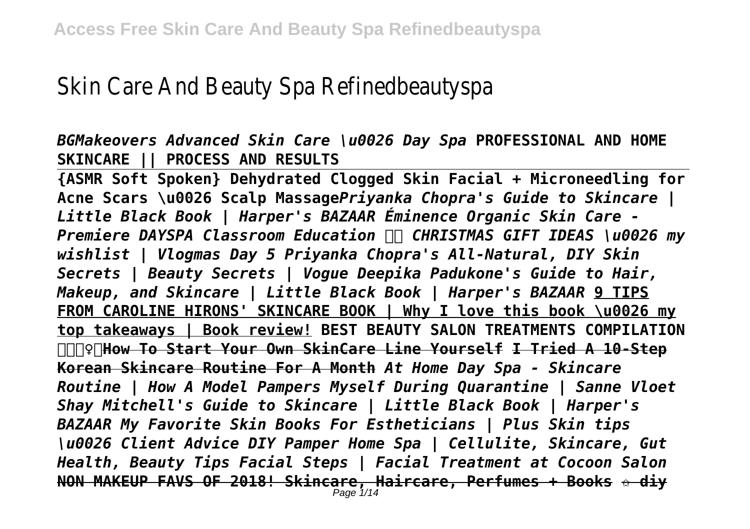# Skin Care And Beauty Spa Refinedbeautyspa

*BGMakeovers Advanced Skin Care \u0026 Day Spa* **PROFESSIONAL AND HOME SKINCARE || PROCESS AND RESULTS**

**{ASMR Soft Spoken} Dehydrated Clogged Skin Facial + Microneedling for Acne Scars \u0026 Scalp Massage***Priyanka Chopra's Guide to Skincare | Little Black Book | Harper's BAZAAR Éminence Organic Skin Care - Premiere DAYSPA Classroom Education  CHRISTMAS GIFT IDEAS \u0026 my wishlist | Vlogmas Day 5 Priyanka Chopra's All-Natural, DIY Skin Secrets | Beauty Secrets | Vogue Deepika Padukone's Guide to Hair, Makeup, and Skincare | Little Black Book | Harper's BAZAAR* **9 TIPS FROM CAROLINE HIRONS' SKINCARE BOOK | Why I love this book \u0026 my top takeaways | Book review! BEST BEAUTY SALON TREATMENTS COMPILATION ♀How To Start Your Own SkinCare Line Yourself I Tried A 10-Step Korean Skincare Routine For A Month** *At Home Day Spa - Skincare Routine | How A Model Pampers Myself During Quarantine | Sanne Vloet Shay Mitchell's Guide to Skincare | Little Black Book | Harper's BAZAAR My Favorite Skin Books For Estheticians | Plus Skin tips \u0026 Client Advice DIY Pamper Home Spa | Cellulite, Skincare, Gut Health, Beauty Tips Facial Steps | Facial Treatment at Cocoon Salon* **NON MAKEUP FAVS OF 2018! Skincare, Haircare, Perfumes + Books ☆ diy**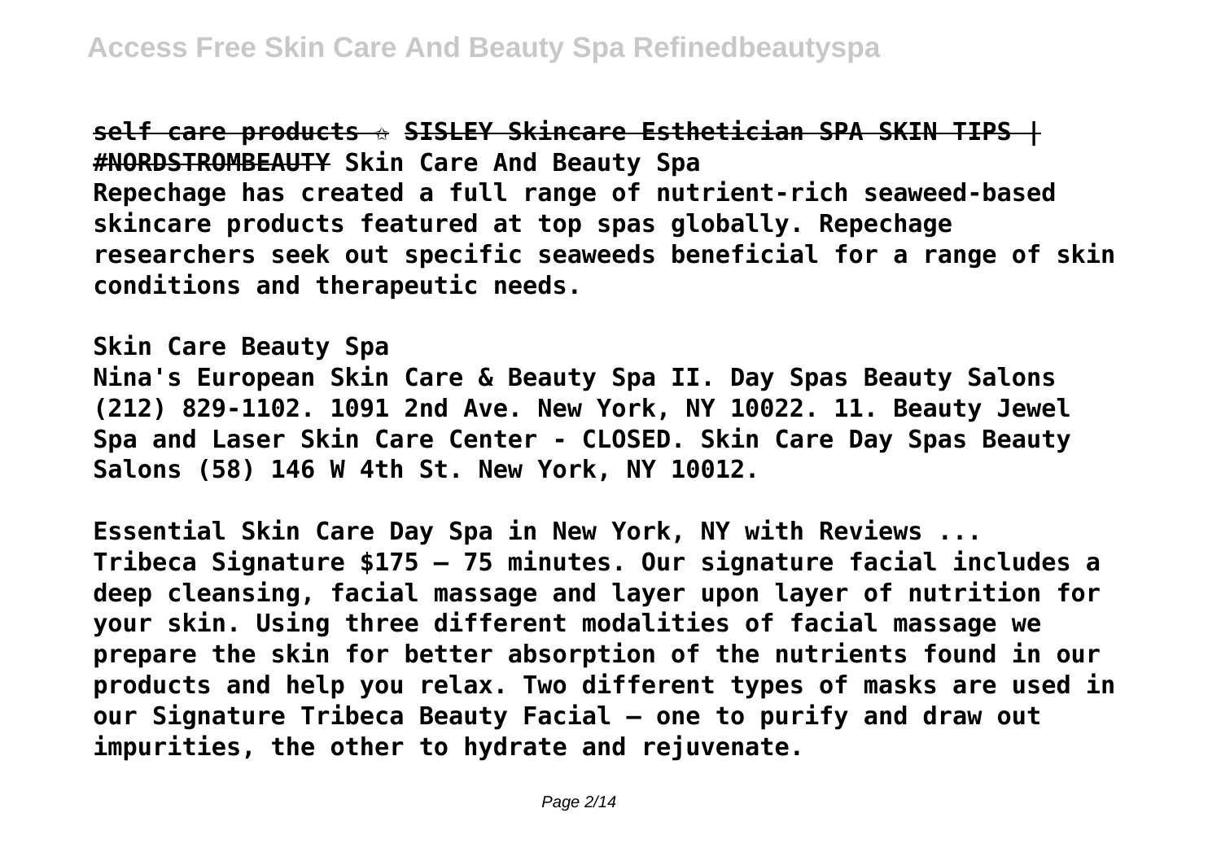~~self care products ✩ SISLEY Skincare Esthetician SPA SKIN TIPS | #NORDSTROMBEAUTY~~ **Skin Care And Beauty Spa**

**Repechage has created a full range of nutrient-rich seaweed-based skincare products featured at top spas globally. Repechage researchers seek out specific seaweeds beneficial for a range of skin conditions and therapeutic needs.**

**Skin Care Beauty Spa**

**Nina's European Skin Care & Beauty Spa II. Day Spas Beauty Salons (212) 829-1102. 1091 2nd Ave. New York, NY 10022. 11. Beauty Jewel Spa and Laser Skin Care Center - CLOSED. Skin Care Day Spas Beauty Salons (58) 146 W 4th St. New York, NY 10012.**

**Essential Skin Care Day Spa in New York, NY with Reviews ...**

**Tribeca Signature $175 – 75 minutes. Our signature facial includes a deep cleansing, facial massage and layer upon layer of nutrition for your skin. Using three different modalities of facial massage we prepare the skin for better absorption of the nutrients found in our products and help you relax. Two different types of masks are used in our Signature Tribeca Beauty Facial – one to purify and draw out impurities, the other to hydrate and rejuvenate.**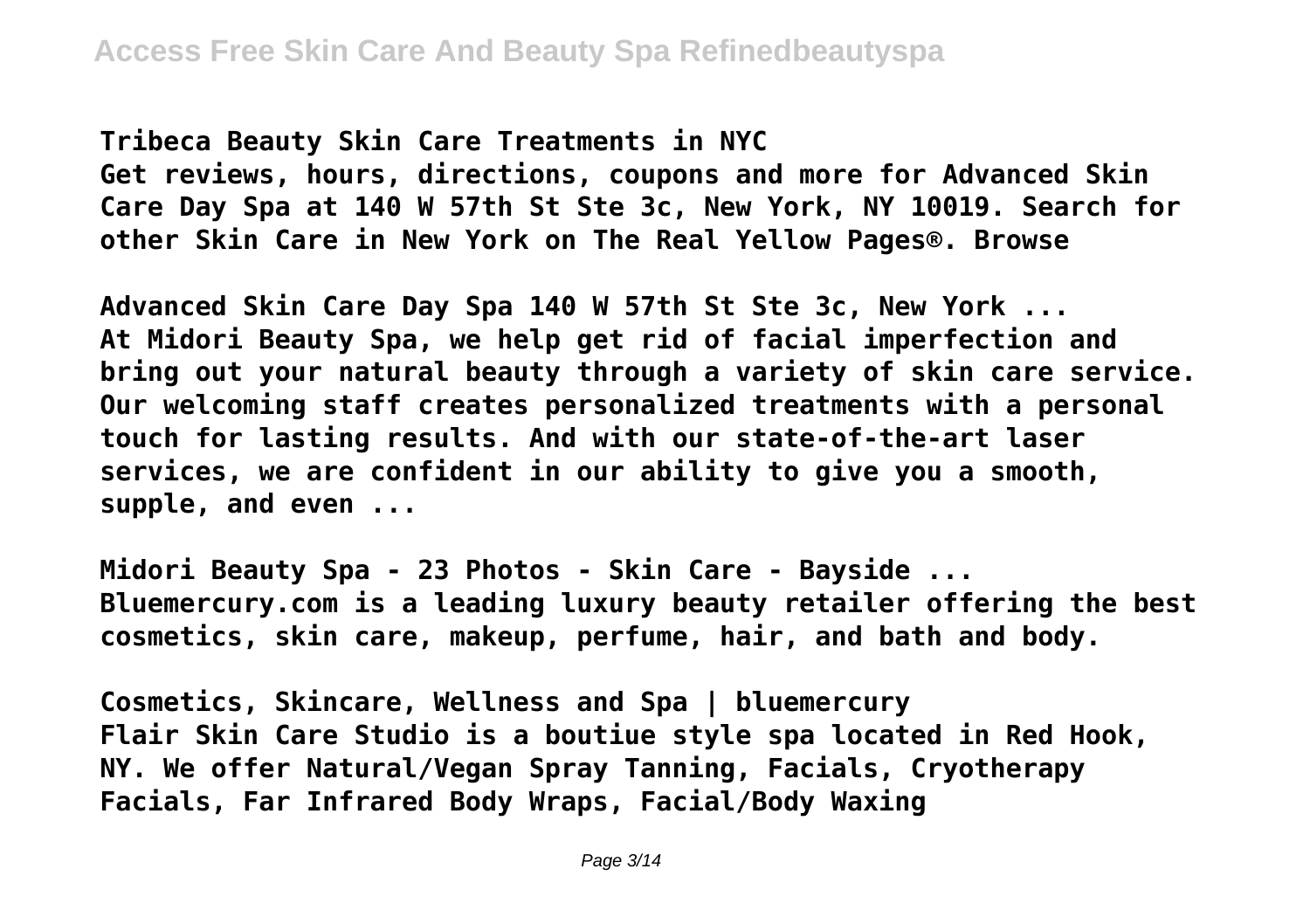**Tribeca Beauty Skin Care Treatments in NYC**
**Get reviews, hours, directions, coupons and more for Advanced Skin Care Day Spa at 140 W 57th St Ste 3c, New York, NY 10019. Search for other Skin Care in New York on The Real Yellow Pages®. Browse**

**Advanced Skin Care Day Spa 140 W 57th St Ste 3c, New York ...**
**At Midori Beauty Spa, we help get rid of facial imperfection and bring out your natural beauty through a variety of skin care service. Our welcoming staff creates personalized treatments with a personal touch for lasting results. And with our state-of-the-art laser services, we are confident in our ability to give you a smooth, supple, and even ...**

**Midori Beauty Spa - 23 Photos - Skin Care - Bayside ...**
**Bluemercury.com is a leading luxury beauty retailer offering the best cosmetics, skin care, makeup, perfume, hair, and bath and body.**

**Cosmetics, Skincare, Wellness and Spa | bluemercury**
**Flair Skin Care Studio is a boutiue style spa located in Red Hook, NY. We offer Natural/Vegan Spray Tanning, Facials, Cryotherapy Facials, Far Infrared Body Wraps, Facial/Body Waxing**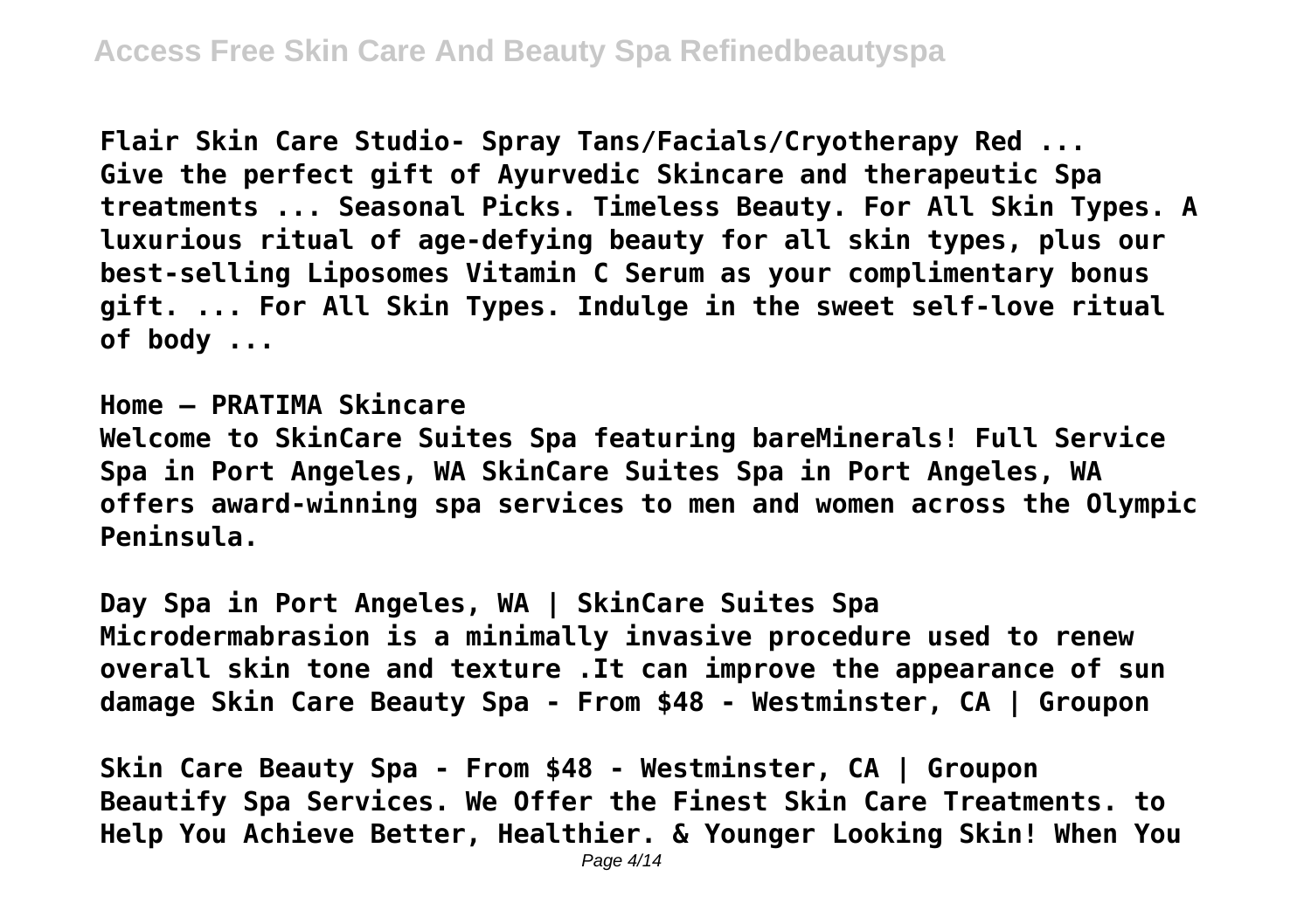**Flair Skin Care Studio- Spray Tans/Facials/Cryotherapy Red ...**
**Give the perfect gift of Ayurvedic Skincare and therapeutic Spa treatments ... Seasonal Picks. Timeless Beauty. For All Skin Types. A luxurious ritual of age-defying beauty for all skin types, plus our best-selling Liposomes Vitamin C Serum as your complimentary bonus gift. ... For All Skin Types. Indulge in the sweet self-love ritual of body ...**

**Home – PRATIMA Skincare**
**Welcome to SkinCare Suites Spa featuring bareMinerals! Full Service Spa in Port Angeles, WA SkinCare Suites Spa in Port Angeles, WA offers award-winning spa services to men and women across the Olympic Peninsula.**

**Day Spa in Port Angeles, WA | SkinCare Suites Spa**
**Microdermabrasion is a minimally invasive procedure used to renew overall skin tone and texture .It can improve the appearance of sun damage Skin Care Beauty Spa - From $48 - Westminster, CA | Groupon**

**Skin Care Beauty Spa - From $48 - Westminster, CA | Groupon**
**Beautify Spa Services. We Offer the Finest Skin Care Treatments. to Help You Achieve Better, Healthier. & Younger Looking Skin! When You**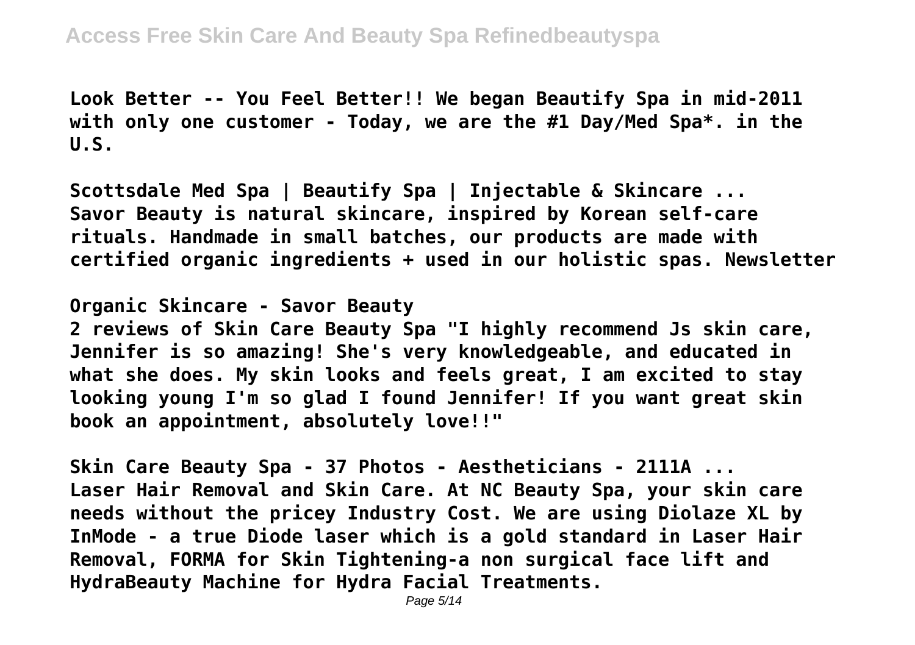Look Better -- You Feel Better!! We began Beautify Spa in mid-2011 with only one customer - Today, we are the #1 Day/Med Spa*. in the U.S.

Scottsdale Med Spa | Beautify Spa | Injectable & Skincare ...
Savor Beauty is natural skincare, inspired by Korean self-care rituals. Handmade in small batches, our products are made with certified organic ingredients + used in our holistic spas. Newsletter

Organic Skincare - Savor Beauty
2 reviews of Skin Care Beauty Spa "I highly recommend Js skin care, Jennifer is so amazing! She's very knowledgeable, and educated in what she does. My skin looks and feels great, I am excited to stay looking young I'm so glad I found Jennifer! If you want great skin book an appointment, absolutely love!!"

Skin Care Beauty Spa - 37 Photos - Aestheticians - 2111A ...
Laser Hair Removal and Skin Care. At NC Beauty Spa, your skin care needs without the pricey Industry Cost. We are using Diolaze XL by InMode - a true Diode laser which is a gold standard in Laser Hair Removal, FORMA for Skin Tightening-a non surgical face lift and HydraBeauty Machine for Hydra Facial Treatments.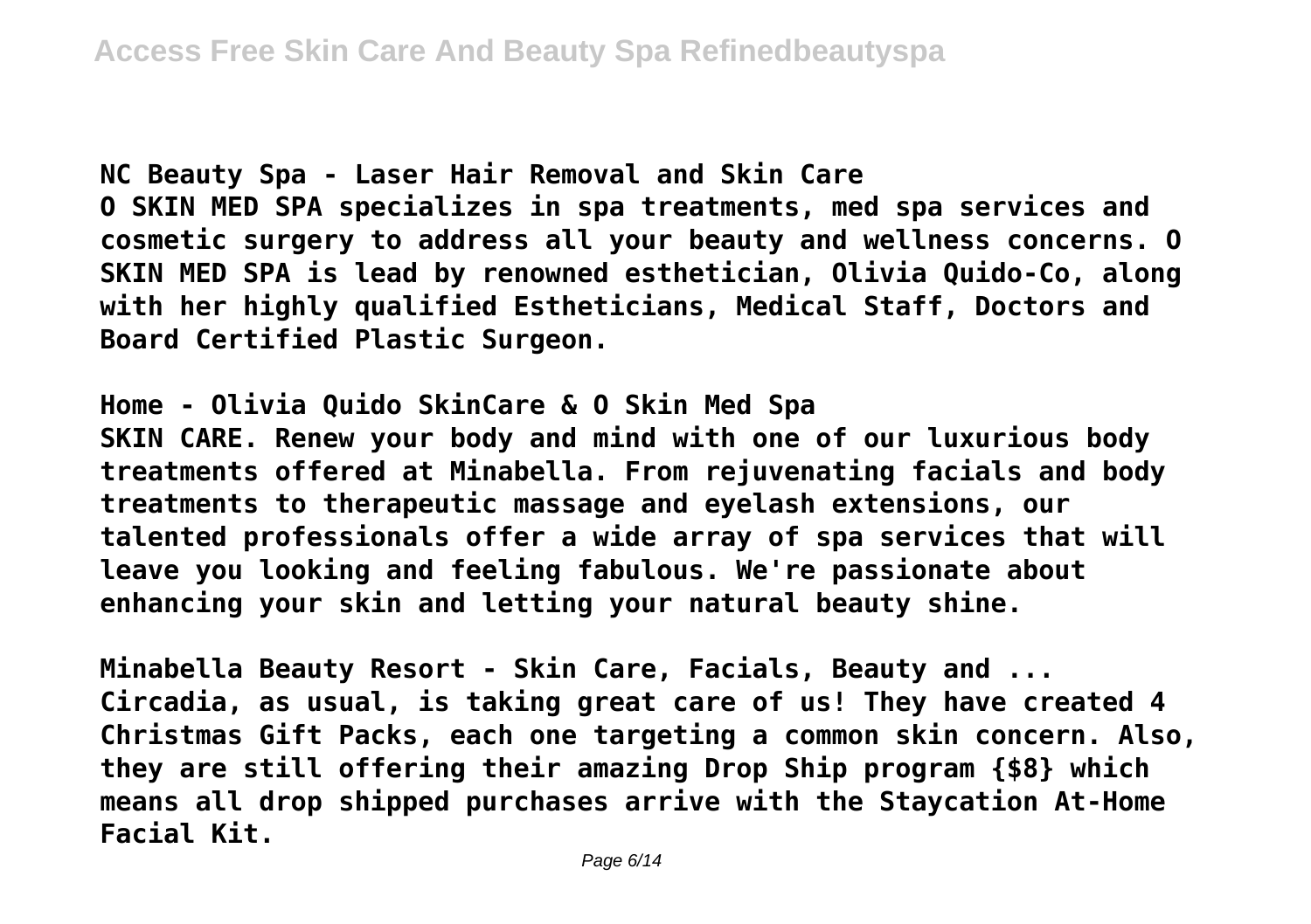**NC Beauty Spa - Laser Hair Removal and Skin Care**

**O SKIN MED SPA specializes in spa treatments, med spa services and cosmetic surgery to address all your beauty and wellness concerns. O SKIN MED SPA is lead by renowned esthetician, Olivia Quido-Co, along with her highly qualified Estheticians, Medical Staff, Doctors and Board Certified Plastic Surgeon.**

**Home - Olivia Quido SkinCare & O Skin Med Spa**

**SKIN CARE. Renew your body and mind with one of our luxurious body treatments offered at Minabella. From rejuvenating facials and body treatments to therapeutic massage and eyelash extensions, our talented professionals offer a wide array of spa services that will leave you looking and feeling fabulous. We're passionate about enhancing your skin and letting your natural beauty shine.**

**Minabella Beauty Resort - Skin Care, Facials, Beauty and ...**

**Circadia, as usual, is taking great care of us! They have created 4 Christmas Gift Packs, each one targeting a common skin concern. Also, they are still offering their amazing Drop Ship program {$8} which means all drop shipped purchases arrive with the Staycation At-Home Facial Kit.**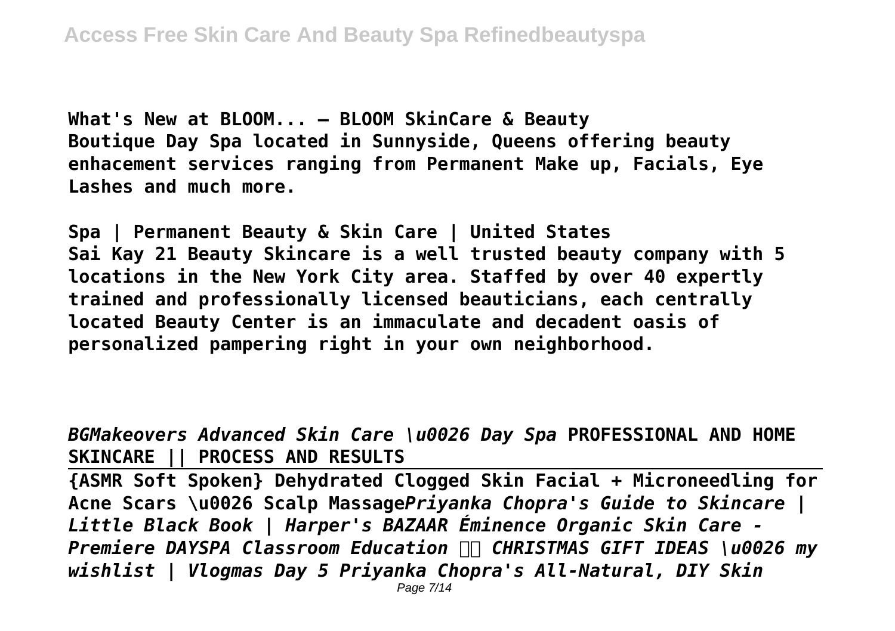**What's New at BLOOM... – BLOOM SkinCare & Beauty**
**Boutique Day Spa located in Sunnyside, Queens offering beauty enhacement services ranging from Permanent Make up, Facials, Eye Lashes and much more.**

**Spa | Permanent Beauty & Skin Care | United States**
**Sai Kay 21 Beauty Skincare is a well trusted beauty company with 5 locations in the New York City area. Staffed by over 40 expertly trained and professionally licensed beauticians, each centrally located Beauty Center is an immaculate and decadent oasis of personalized pampering right in your own neighborhood.**

***BGMakeovers Advanced Skin Care \u0026 Day Spa*** **PROFESSIONAL AND HOME SKINCARE || PROCESS AND RESULTS**

---

**{ASMR Soft Spoken} Dehydrated Clogged Skin Facial + Microneedling for Acne Scars \u0026 Scalp Massage*****Priyanka Chopra's Guide to Skincare | Little Black Book | Harper's BAZAAR Éminence Organic Skin Care - Premiere DAYSPA Classroom Education  CHRISTMAS GIFT IDEAS \u0026 my wishlist | Vlogmas Day 5 Priyanka Chopra's All-Natural, DIY Skin***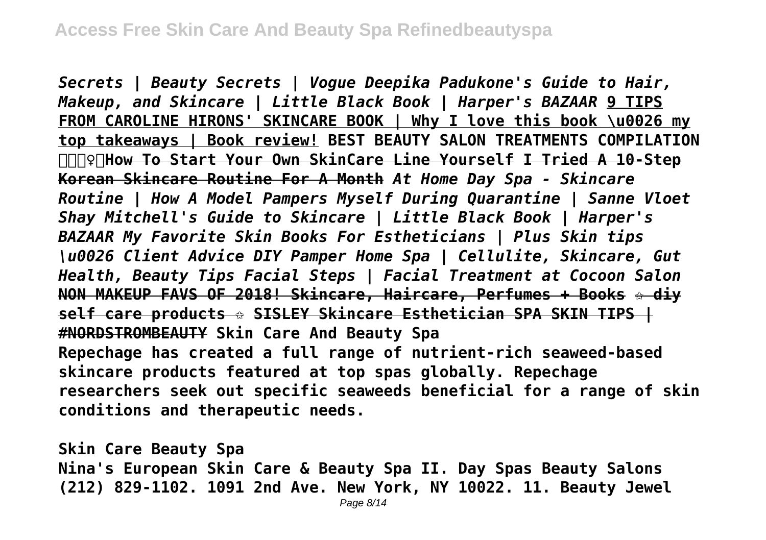*Secrets | Beauty Secrets | Vogue Deepika Padukone's Guide to Hair, Makeup, and Skincare | Little Black Book | Harper's BAZAAR* **9 TIPS FROM CAROLINE HIRONS' SKINCARE BOOK | Why I love this book \u0026 my top takeaways | Book review! BEST BEAUTY SALON TREATMENTS COMPILATION ♀How To Start Your Own SkinCare Line Yourself I Tried A 10-Step Korean Skincare Routine For A Month** *At Home Day Spa - Skincare Routine | How A Model Pampers Myself During Quarantine | Sanne Vloet Shay Mitchell's Guide to Skincare | Little Black Book | Harper's BAZAAR My Favorite Skin Books For Estheticians | Plus Skin tips \u0026 Client Advice DIY Pamper Home Spa | Cellulite, Skincare, Gut Health, Beauty Tips Facial Steps | Facial Treatment at Cocoon Salon* **NON MAKEUP FAVS OF 2018! Skincare, Haircare, Perfumes + Books ☆ diy self care products ☆ SISLEY Skincare Esthetician SPA SKIN TIPS | #NORDSTROMBEAUTY Skin Care And Beauty Spa**

**Repechage has created a full range of nutrient-rich seaweed-based skincare products featured at top spas globally. Repechage researchers seek out specific seaweeds beneficial for a range of skin conditions and therapeutic needs.**

**Skin Care Beauty Spa**

**Nina's European Skin Care & Beauty Spa II. Day Spas Beauty Salons (212) 829-1102. 1091 2nd Ave. New York, NY 10022. 11. Beauty Jewel**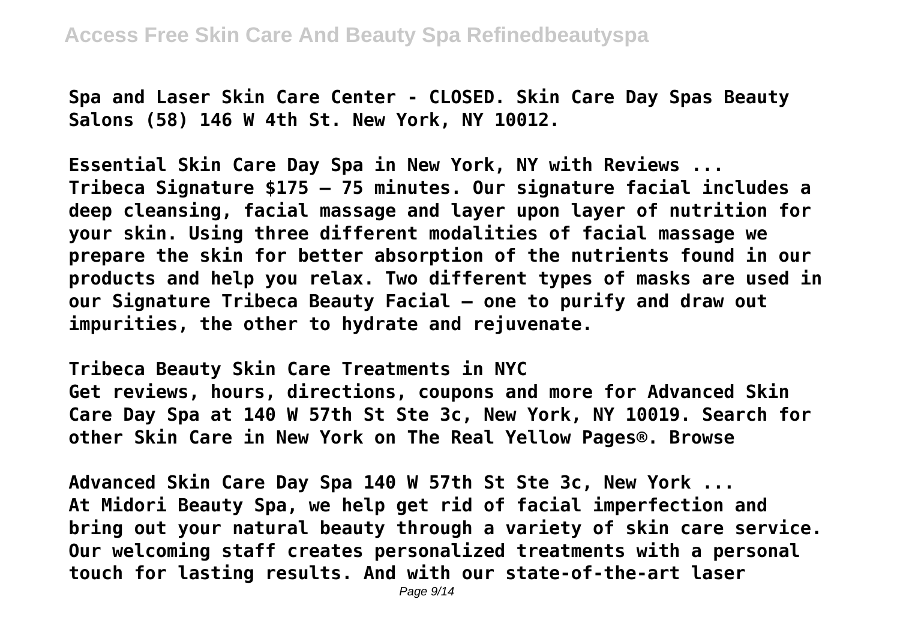Spa and Laser Skin Care Center - CLOSED. Skin Care Day Spas Beauty Salons (58) 146 W 4th St. New York, NY 10012.

**Essential Skin Care Day Spa in New York, NY with Reviews ...**

Tribeca Signature $175 – 75 minutes. Our signature facial includes a deep cleansing, facial massage and layer upon layer of nutrition for your skin. Using three different modalities of facial massage we prepare the skin for better absorption of the nutrients found in our products and help you relax. Two different types of masks are used in our Signature Tribeca Beauty Facial – one to purify and draw out impurities, the other to hydrate and rejuvenate.

**Tribeca Beauty Skin Care Treatments in NYC**

Get reviews, hours, directions, coupons and more for Advanced Skin Care Day Spa at 140 W 57th St Ste 3c, New York, NY 10019. Search for other Skin Care in New York on The Real Yellow Pages®. Browse

**Advanced Skin Care Day Spa 140 W 57th St Ste 3c, New York ...**

At Midori Beauty Spa, we help get rid of facial imperfection and bring out your natural beauty through a variety of skin care service. Our welcoming staff creates personalized treatments with a personal touch for lasting results. And with our state-of-the-art laser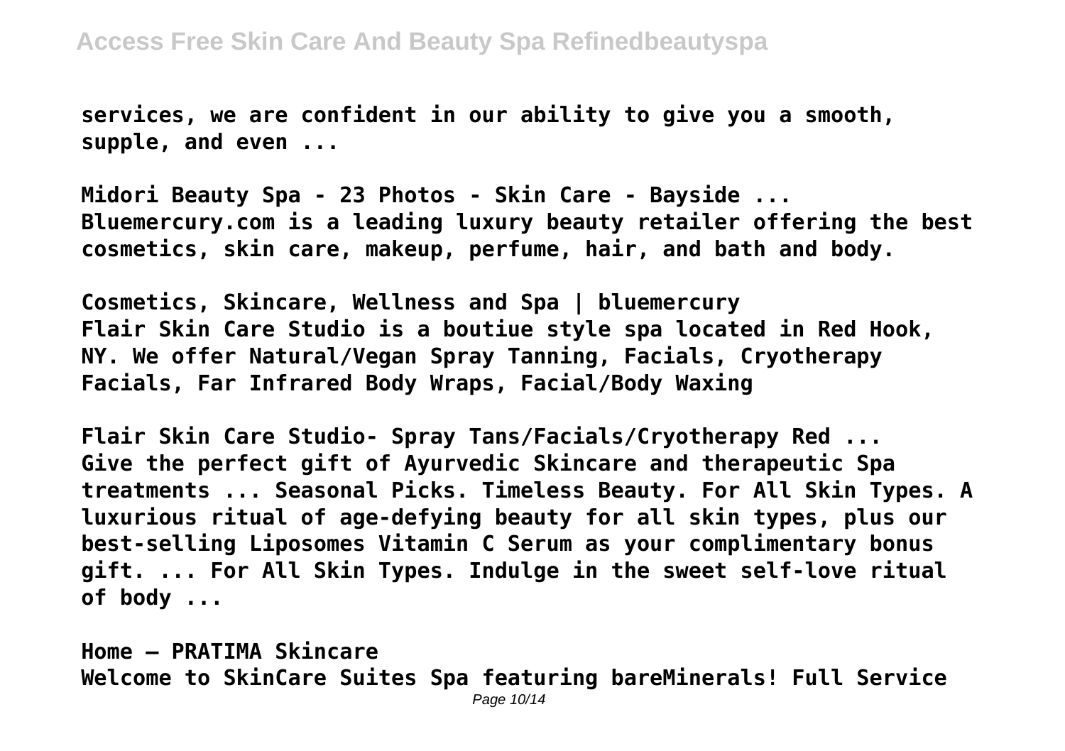services, we are confident in our ability to give you a smooth, supple, and even ...

**Midori Beauty Spa - 23 Photos - Skin Care - Bayside ...**
Bluemercury.com is a leading luxury beauty retailer offering the best cosmetics, skin care, makeup, perfume, hair, and bath and body.

**Cosmetics, Skincare, Wellness and Spa | bluemercury**
Flair Skin Care Studio is a boutiue style spa located in Red Hook, NY. We offer Natural/Vegan Spray Tanning, Facials, Cryotherapy Facials, Far Infrared Body Wraps, Facial/Body Waxing

**Flair Skin Care Studio- Spray Tans/Facials/Cryotherapy Red ...**
Give the perfect gift of Ayurvedic Skincare and therapeutic Spa treatments ... Seasonal Picks. Timeless Beauty. For All Skin Types. A luxurious ritual of age-defying beauty for all skin types, plus our best-selling Liposomes Vitamin C Serum as your complimentary bonus gift. ... For All Skin Types. Indulge in the sweet self-love ritual of body ...

**Home – PRATIMA Skincare**
Welcome to SkinCare Suites Spa featuring bareMinerals! Full Service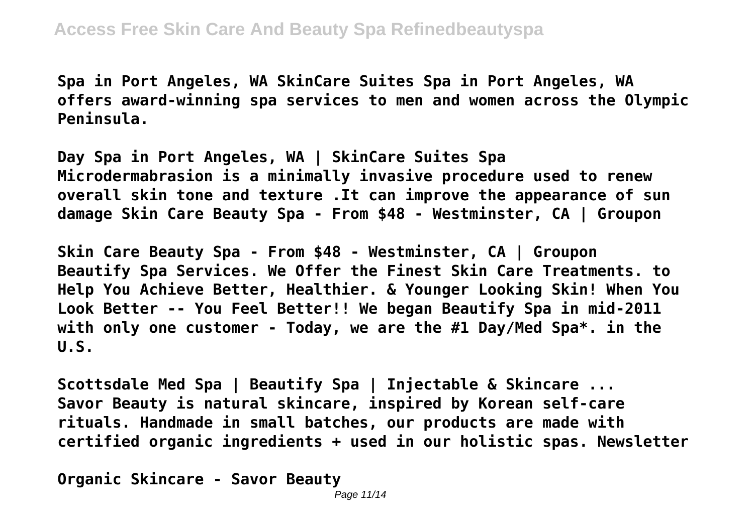**Spa in Port Angeles, WA SkinCare Suites Spa in Port Angeles, WA offers award-winning spa services to men and women across the Olympic Peninsula.**

**Day Spa in Port Angeles, WA | SkinCare Suites Spa**
**Microdermabrasion is a minimally invasive procedure used to renew overall skin tone and texture .It can improve the appearance of sun damage Skin Care Beauty Spa - From $48 - Westminster, CA | Groupon**

**Skin Care Beauty Spa - From $48 - Westminster, CA | Groupon**
**Beautify Spa Services. We Offer the Finest Skin Care Treatments. to Help You Achieve Better, Healthier. & Younger Looking Skin! When You Look Better -- You Feel Better!! We began Beautify Spa in mid-2011 with only one customer - Today, we are the #1 Day/Med Spa*. in the U.S.**

**Scottsdale Med Spa | Beautify Spa | Injectable & Skincare ...**
**Savor Beauty is natural skincare, inspired by Korean self-care rituals. Handmade in small batches, our products are made with certified organic ingredients + used in our holistic spas. Newsletter**

**Organic Skincare - Savor Beauty**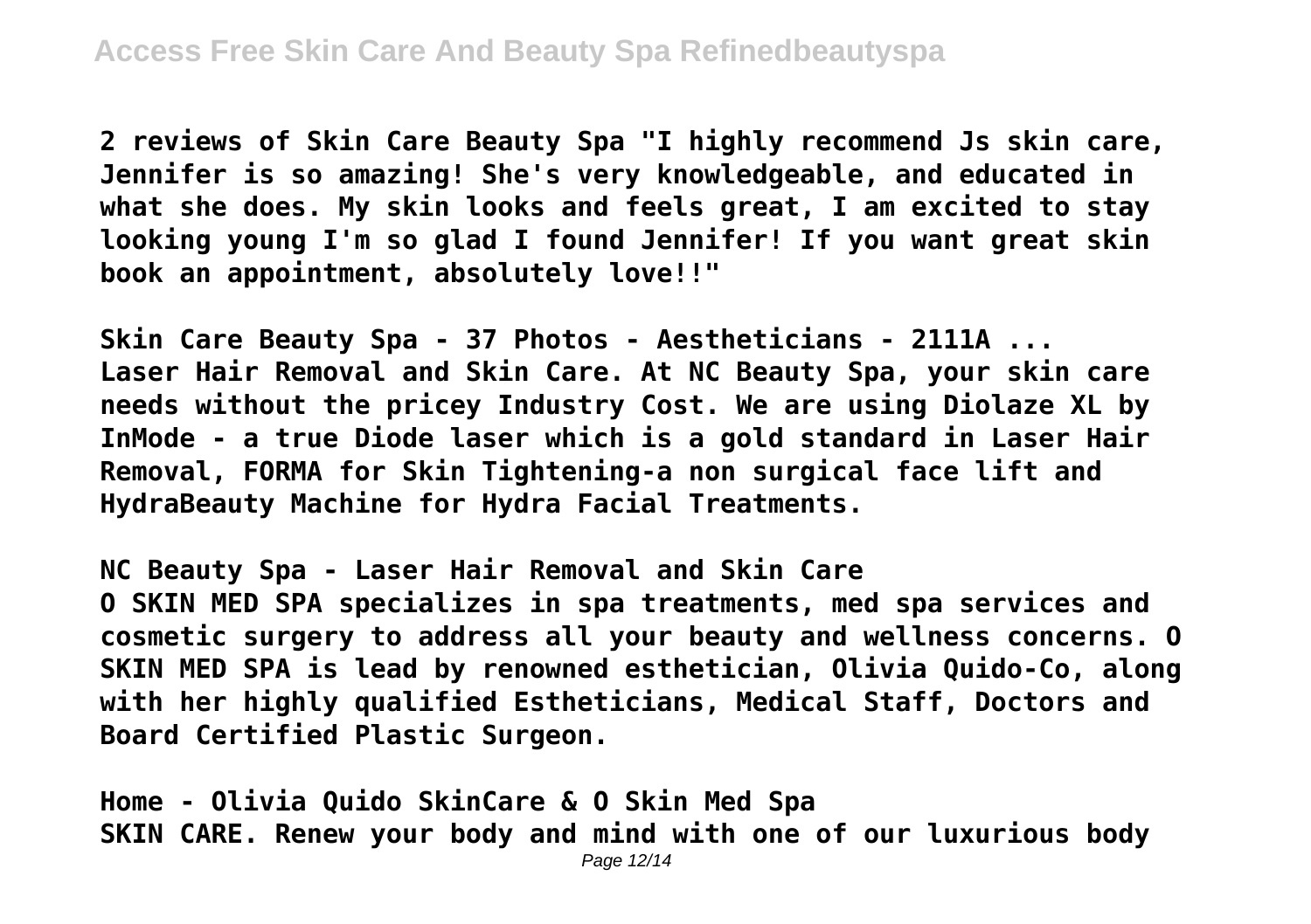2 reviews of Skin Care Beauty Spa "I highly recommend Js skin care, Jennifer is so amazing! She's very knowledgeable, and educated in what she does. My skin looks and feels great, I am excited to stay looking young I'm so glad I found Jennifer! If you want great skin book an appointment, absolutely love!!"

**Skin Care Beauty Spa - 37 Photos - Aestheticians - 2111A ...**

Laser Hair Removal and Skin Care. At NC Beauty Spa, your skin care needs without the pricey Industry Cost. We are using Diolaze XL by InMode - a true Diode laser which is a gold standard in Laser Hair Removal, FORMA for Skin Tightening-a non surgical face lift and HydraBeauty Machine for Hydra Facial Treatments.

**NC Beauty Spa - Laser Hair Removal and Skin Care**

O SKIN MED SPA specializes in spa treatments, med spa services and cosmetic surgery to address all your beauty and wellness concerns. O SKIN MED SPA is lead by renowned esthetician, Olivia Quido-Co, along with her highly qualified Estheticians, Medical Staff, Doctors and Board Certified Plastic Surgeon.

**Home - Olivia Quido SkinCare & O Skin Med Spa**

SKIN CARE. Renew your body and mind with one of our luxurious body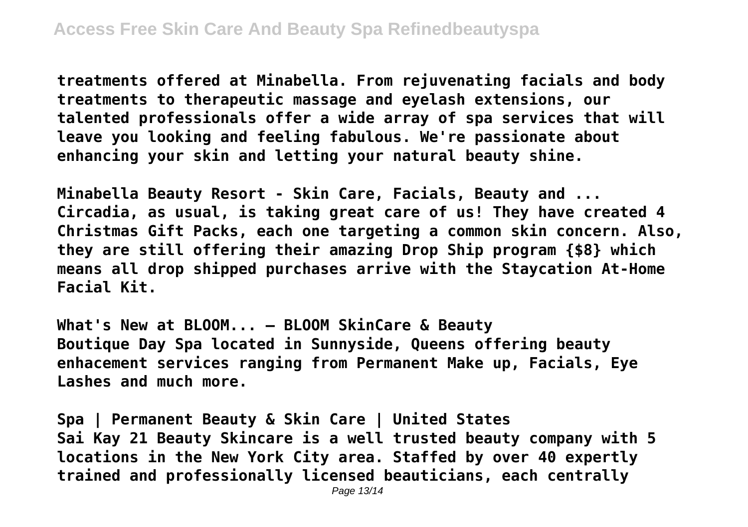treatments offered at Minabella. From rejuvenating facials and body treatments to therapeutic massage and eyelash extensions, our talented professionals offer a wide array of spa services that will leave you looking and feeling fabulous. We're passionate about enhancing your skin and letting your natural beauty shine.

**Minabella Beauty Resort - Skin Care, Facials, Beauty and ...**
Circadia, as usual, is taking great care of us! They have created 4 Christmas Gift Packs, each one targeting a common skin concern. Also, they are still offering their amazing Drop Ship program {$8} which means all drop shipped purchases arrive with the Staycation At-Home Facial Kit.

**What's New at BLOOM... — BLOOM SkinCare & Beauty**
Boutique Day Spa located in Sunnyside, Queens offering beauty enhacement services ranging from Permanent Make up, Facials, Eye Lashes and much more.

**Spa | Permanent Beauty & Skin Care | United States**
Sai Kay 21 Beauty Skincare is a well trusted beauty company with 5 locations in the New York City area. Staffed by over 40 expertly trained and professionally licensed beauticians, each centrally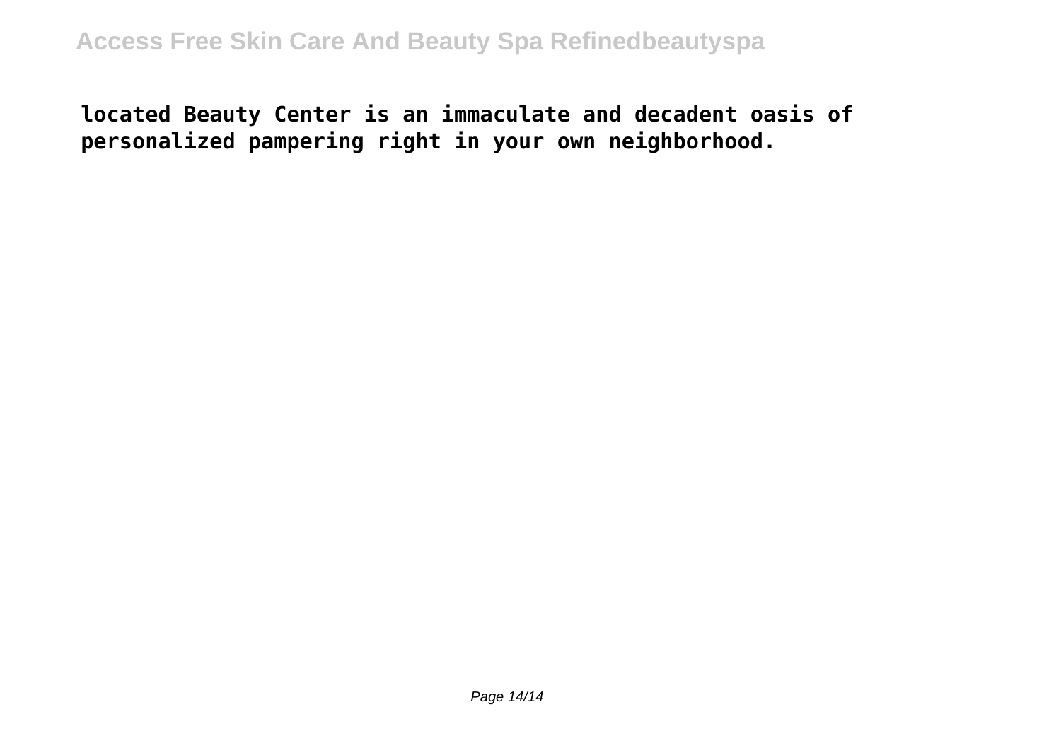**located Beauty Center is an immaculate and decadent oasis of personalized pampering right in your own neighborhood.**